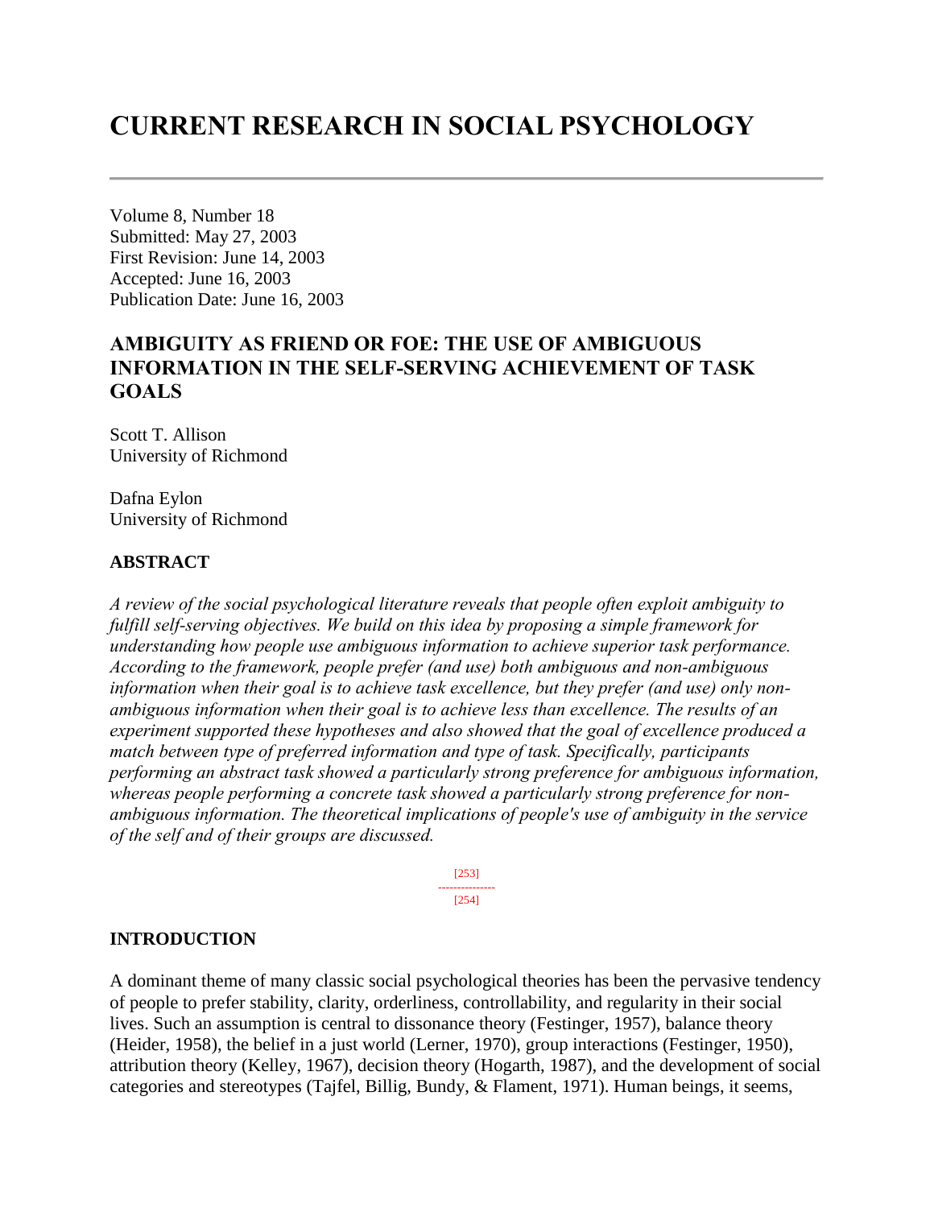# CURRENT RESEARCH IN SOCIAL PSYCHOLOGY

Volume 8, Number 18
Submitted: May 27, 2003
First Revision: June 14, 2003
Accepted: June 16, 2003
Publication Date: June 16, 2003

## AMBIGUITY AS FRIEND OR FOE: THE USE OF AMBIGUOUS INFORMATION IN THE SELF-SERVING ACHIEVEMENT OF TASK GOALS

Scott T. Allison
University of Richmond

Dafna Eylon
University of Richmond

### ABSTRACT

*A review of the social psychological literature reveals that people often exploit ambiguity to fulfill self-serving objectives. We build on this idea by proposing a simple framework for understanding how people use ambiguous information to achieve superior task performance. According to the framework, people prefer (and use) both ambiguous and non-ambiguous information when their goal is to achieve task excellence, but they prefer (and use) only non-ambiguous information when their goal is to achieve less than excellence. The results of an experiment supported these hypotheses and also showed that the goal of excellence produced a match between type of preferred information and type of task. Specifically, participants performing an abstract task showed a particularly strong preference for ambiguous information, whereas people performing a concrete task showed a particularly strong preference for non-ambiguous information. The theoretical implications of people's use of ambiguity in the service of the self and of their groups are discussed.*

[253]
---------------
[254]

### INTRODUCTION

A dominant theme of many classic social psychological theories has been the pervasive tendency of people to prefer stability, clarity, orderliness, controllability, and regularity in their social lives. Such an assumption is central to dissonance theory (Festinger, 1957), balance theory (Heider, 1958), the belief in a just world (Lerner, 1970), group interactions (Festinger, 1950), attribution theory (Kelley, 1967), decision theory (Hogarth, 1987), and the development of social categories and stereotypes (Tajfel, Billig, Bundy, & Flament, 1971). Human beings, it seems,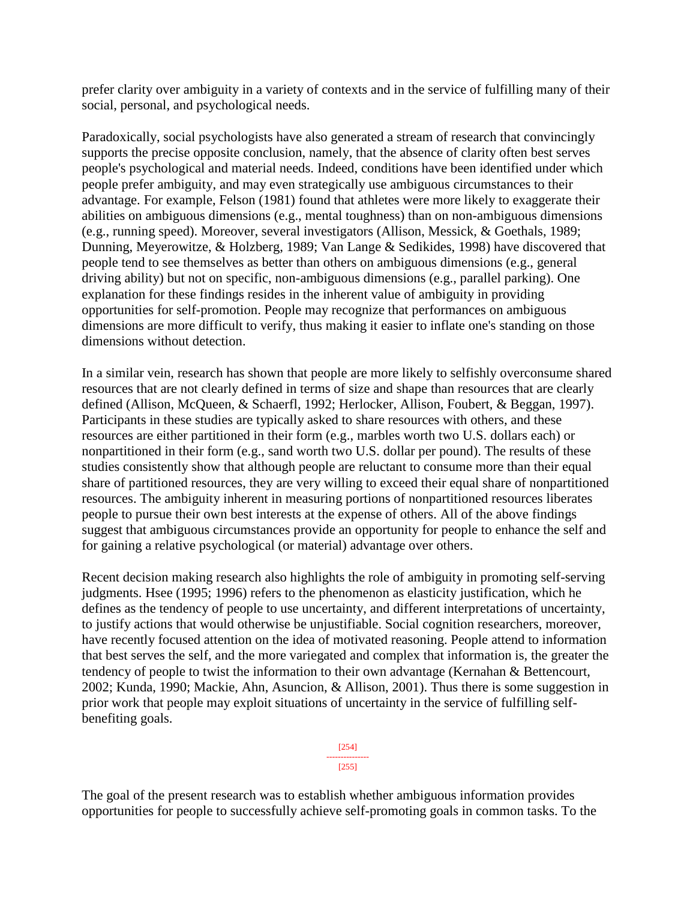prefer clarity over ambiguity in a variety of contexts and in the service of fulfilling many of their social, personal, and psychological needs.

Paradoxically, social psychologists have also generated a stream of research that convincingly supports the precise opposite conclusion, namely, that the absence of clarity often best serves people's psychological and material needs. Indeed, conditions have been identified under which people prefer ambiguity, and may even strategically use ambiguous circumstances to their advantage. For example, Felson (1981) found that athletes were more likely to exaggerate their abilities on ambiguous dimensions (e.g., mental toughness) than on non-ambiguous dimensions (e.g., running speed). Moreover, several investigators (Allison, Messick, & Goethals, 1989; Dunning, Meyerowitze, & Holzberg, 1989; Van Lange & Sedikides, 1998) have discovered that people tend to see themselves as better than others on ambiguous dimensions (e.g., general driving ability) but not on specific, non-ambiguous dimensions (e.g., parallel parking). One explanation for these findings resides in the inherent value of ambiguity in providing opportunities for self-promotion. People may recognize that performances on ambiguous dimensions are more difficult to verify, thus making it easier to inflate one's standing on those dimensions without detection.

In a similar vein, research has shown that people are more likely to selfishly overconsume shared resources that are not clearly defined in terms of size and shape than resources that are clearly defined (Allison, McQueen, & Schaerfl, 1992; Herlocker, Allison, Foubert, & Beggan, 1997). Participants in these studies are typically asked to share resources with others, and these resources are either partitioned in their form (e.g., marbles worth two U.S. dollars each) or nonpartitioned in their form (e.g., sand worth two U.S. dollar per pound). The results of these studies consistently show that although people are reluctant to consume more than their equal share of partitioned resources, they are very willing to exceed their equal share of nonpartitioned resources. The ambiguity inherent in measuring portions of nonpartitioned resources liberates people to pursue their own best interests at the expense of others. All of the above findings suggest that ambiguous circumstances provide an opportunity for people to enhance the self and for gaining a relative psychological (or material) advantage over others.

Recent decision making research also highlights the role of ambiguity in promoting self-serving judgments. Hsee (1995; 1996) refers to the phenomenon as elasticity justification, which he defines as the tendency of people to use uncertainty, and different interpretations of uncertainty, to justify actions that would otherwise be unjustifiable. Social cognition researchers, moreover, have recently focused attention on the idea of motivated reasoning. People attend to information that best serves the self, and the more variegated and complex that information is, the greater the tendency of people to twist the information to their own advantage (Kernahan & Bettencourt, 2002; Kunda, 1990; Mackie, Ahn, Asuncion, & Allison, 2001). Thus there is some suggestion in prior work that people may exploit situations of uncertainty in the service of fulfilling self-benefiting goals.

The goal of the present research was to establish whether ambiguous information provides opportunities for people to successfully achieve self-promoting goals in common tasks. To the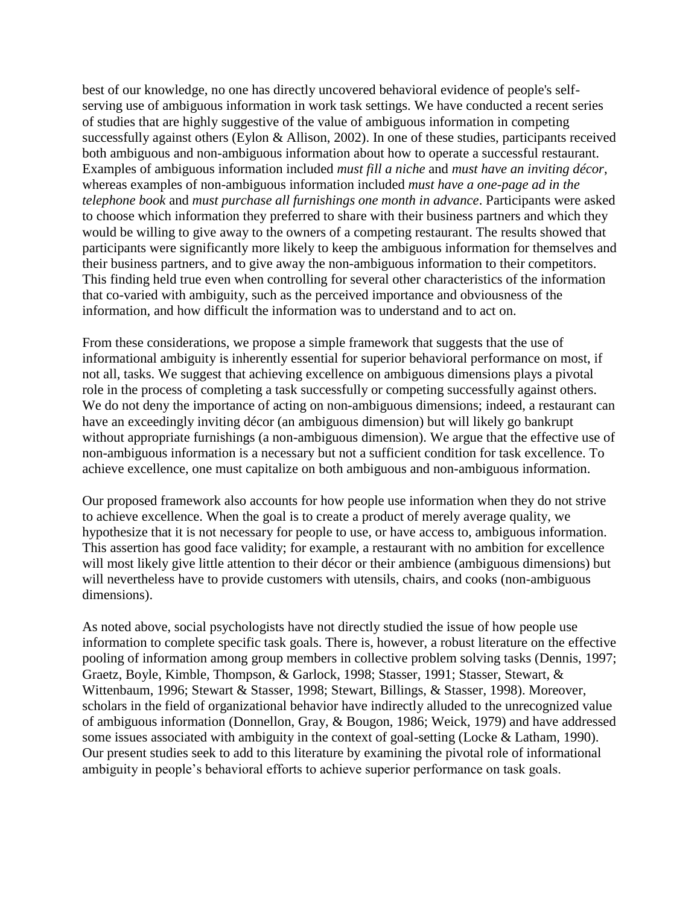best of our knowledge, no one has directly uncovered behavioral evidence of people's self-serving use of ambiguous information in work task settings. We have conducted a recent series of studies that are highly suggestive of the value of ambiguous information in competing successfully against others (Eylon & Allison, 2002). In one of these studies, participants received both ambiguous and non-ambiguous information about how to operate a successful restaurant. Examples of ambiguous information included *must fill a niche* and *must have an inviting décor*, whereas examples of non-ambiguous information included *must have a one-page ad in the telephone book* and *must purchase all furnishings one month in advance*. Participants were asked to choose which information they preferred to share with their business partners and which they would be willing to give away to the owners of a competing restaurant. The results showed that participants were significantly more likely to keep the ambiguous information for themselves and their business partners, and to give away the non-ambiguous information to their competitors. This finding held true even when controlling for several other characteristics of the information that co-varied with ambiguity, such as the perceived importance and obviousness of the information, and how difficult the information was to understand and to act on.

From these considerations, we propose a simple framework that suggests that the use of informational ambiguity is inherently essential for superior behavioral performance on most, if not all, tasks. We suggest that achieving excellence on ambiguous dimensions plays a pivotal role in the process of completing a task successfully or competing successfully against others. We do not deny the importance of acting on non-ambiguous dimensions; indeed, a restaurant can have an exceedingly inviting décor (an ambiguous dimension) but will likely go bankrupt without appropriate furnishings (a non-ambiguous dimension). We argue that the effective use of non-ambiguous information is a necessary but not a sufficient condition for task excellence. To achieve excellence, one must capitalize on both ambiguous and non-ambiguous information.

Our proposed framework also accounts for how people use information when they do not strive to achieve excellence. When the goal is to create a product of merely average quality, we hypothesize that it is not necessary for people to use, or have access to, ambiguous information. This assertion has good face validity; for example, a restaurant with no ambition for excellence will most likely give little attention to their décor or their ambience (ambiguous dimensions) but will nevertheless have to provide customers with utensils, chairs, and cooks (non-ambiguous dimensions).

As noted above, social psychologists have not directly studied the issue of how people use information to complete specific task goals. There is, however, a robust literature on the effective pooling of information among group members in collective problem solving tasks (Dennis, 1997; Graetz, Boyle, Kimble, Thompson, & Garlock, 1998; Stasser, 1991; Stasser, Stewart, & Wittenbaum, 1996; Stewart & Stasser, 1998; Stewart, Billings, & Stasser, 1998). Moreover, scholars in the field of organizational behavior have indirectly alluded to the unrecognized value of ambiguous information (Donnellon, Gray, & Bougon, 1986; Weick, 1979) and have addressed some issues associated with ambiguity in the context of goal-setting (Locke & Latham, 1990). Our present studies seek to add to this literature by examining the pivotal role of informational ambiguity in people's behavioral efforts to achieve superior performance on task goals.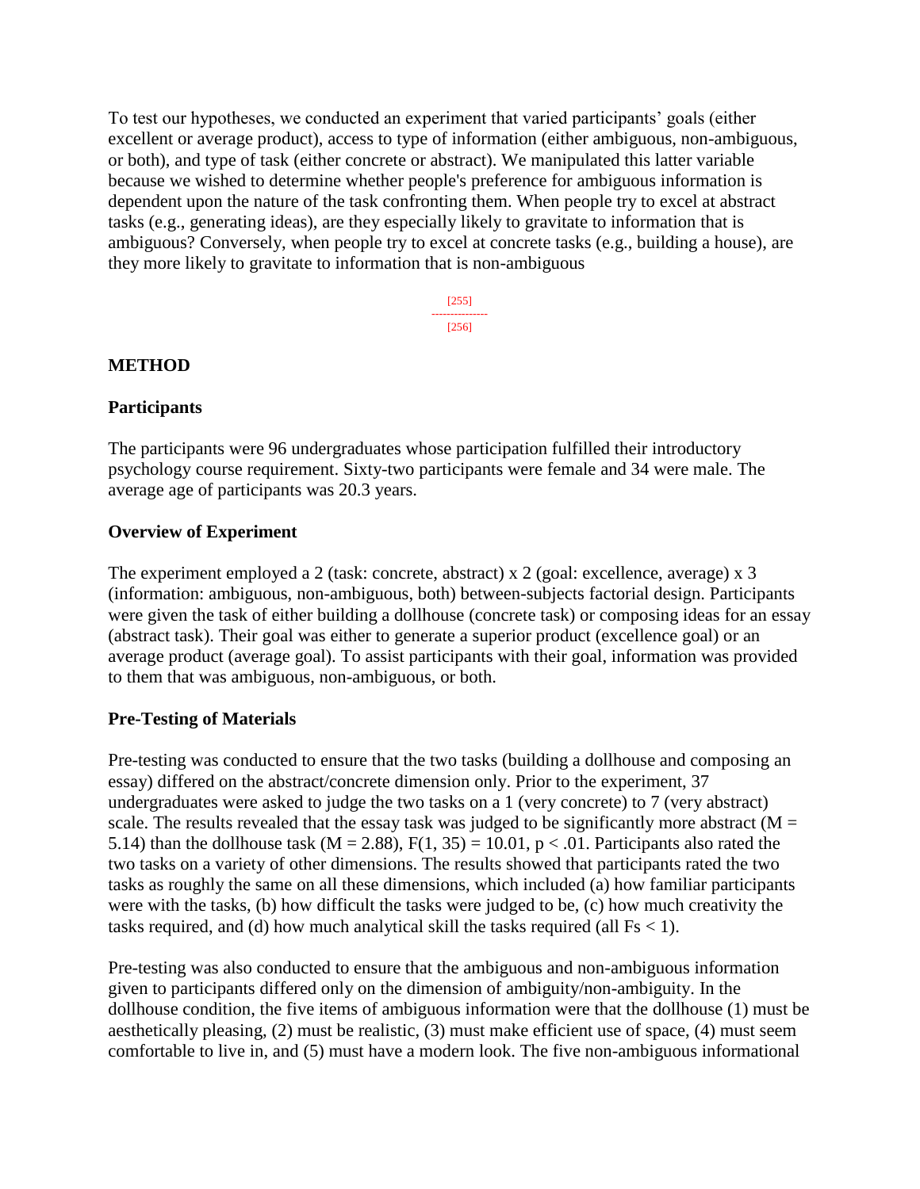To test our hypotheses, we conducted an experiment that varied participants' goals (either excellent or average product), access to type of information (either ambiguous, non-ambiguous, or both), and type of task (either concrete or abstract). We manipulated this latter variable because we wished to determine whether people's preference for ambiguous information is dependent upon the nature of the task confronting them. When people try to excel at abstract tasks (e.g., generating ideas), are they especially likely to gravitate to information that is ambiguous? Conversely, when people try to excel at concrete tasks (e.g., building a house), are they more likely to gravitate to information that is non-ambiguous

## METHOD

### Participants

The participants were 96 undergraduates whose participation fulfilled their introductory psychology course requirement. Sixty-two participants were female and 34 were male. The average age of participants was 20.3 years.

### Overview of Experiment

The experiment employed a 2 (task: concrete, abstract) x 2 (goal: excellence, average) x 3 (information: ambiguous, non-ambiguous, both) between-subjects factorial design. Participants were given the task of either building a dollhouse (concrete task) or composing ideas for an essay (abstract task). Their goal was either to generate a superior product (excellence goal) or an average product (average goal). To assist participants with their goal, information was provided to them that was ambiguous, non-ambiguous, or both.

### Pre-Testing of Materials

Pre-testing was conducted to ensure that the two tasks (building a dollhouse and composing an essay) differed on the abstract/concrete dimension only. Prior to the experiment, 37 undergraduates were asked to judge the two tasks on a 1 (very concrete) to 7 (very abstract) scale. The results revealed that the essay task was judged to be significantly more abstract ($M = 5.14$) than the dollhouse task ($M = 2.88$), $F(1, 35) = 10.01$, $p < .01$. Participants also rated the two tasks on a variety of other dimensions. The results showed that participants rated the two tasks as roughly the same on all these dimensions, which included (a) how familiar participants were with the tasks, (b) how difficult the tasks were judged to be, (c) how much creativity the tasks required, and (d) how much analytical skill the tasks required (all $Fs < 1$).

Pre-testing was also conducted to ensure that the ambiguous and non-ambiguous information given to participants differed only on the dimension of ambiguity/non-ambiguity. In the dollhouse condition, the five items of ambiguous information were that the dollhouse (1) must be aesthetically pleasing, (2) must be realistic, (3) must make efficient use of space, (4) must seem comfortable to live in, and (5) must have a modern look. The five non-ambiguous informational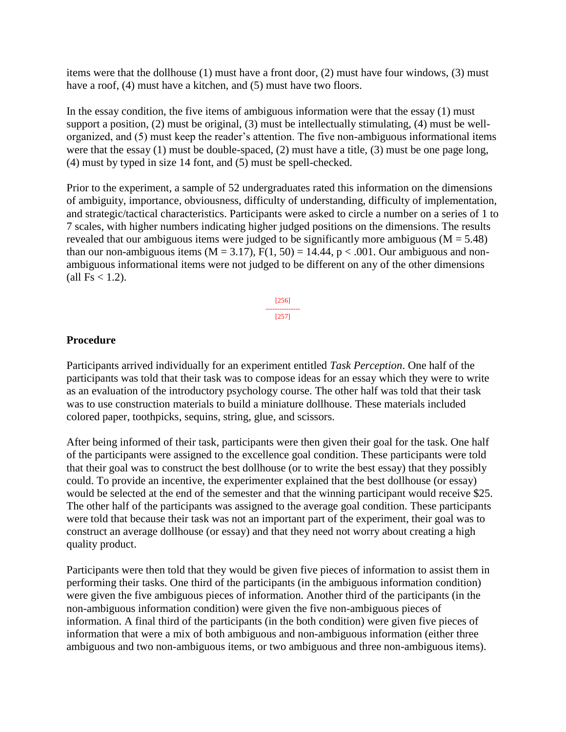items were that the dollhouse (1) must have a front door, (2) must have four windows, (3) must have a roof, (4) must have a kitchen, and (5) must have two floors.

In the essay condition, the five items of ambiguous information were that the essay (1) must support a position, (2) must be original, (3) must be intellectually stimulating, (4) must be well-organized, and (5) must keep the reader's attention. The five non-ambiguous informational items were that the essay (1) must be double-spaced, (2) must have a title, (3) must be one page long, (4) must by typed in size 14 font, and (5) must be spell-checked.

Prior to the experiment, a sample of 52 undergraduates rated this information on the dimensions of ambiguity, importance, obviousness, difficulty of understanding, difficulty of implementation, and strategic/tactical characteristics. Participants were asked to circle a number on a series of 1 to 7 scales, with higher numbers indicating higher judged positions on the dimensions. The results revealed that our ambiguous items were judged to be significantly more ambiguous ($M = 5.48$) than our non-ambiguous items ($M = 3.17$), $F(1, 50) = 14.44$, $p < .001$. Our ambiguous and non-ambiguous informational items were not judged to be different on any of the other dimensions (all $Fs < 1.2$).

## Procedure

Participants arrived individually for an experiment entitled *Task Perception*. One half of the participants was told that their task was to compose ideas for an essay which they were to write as an evaluation of the introductory psychology course. The other half was told that their task was to use construction materials to build a miniature dollhouse. These materials included colored paper, toothpicks, sequins, string, glue, and scissors.

After being informed of their task, participants were then given their goal for the task. One half of the participants were assigned to the excellence goal condition. These participants were told that their goal was to construct the best dollhouse (or to write the best essay) that they possibly could. To provide an incentive, the experimenter explained that the best dollhouse (or essay) would be selected at the end of the semester and that the winning participant would receive $25. The other half of the participants was assigned to the average goal condition. These participants were told that because their task was not an important part of the experiment, their goal was to construct an average dollhouse (or essay) and that they need not worry about creating a high quality product.

Participants were then told that they would be given five pieces of information to assist them in performing their tasks. One third of the participants (in the ambiguous information condition) were given the five ambiguous pieces of information. Another third of the participants (in the non-ambiguous information condition) were given the five non-ambiguous pieces of information. A final third of the participants (in the both condition) were given five pieces of information that were a mix of both ambiguous and non-ambiguous information (either three ambiguous and two non-ambiguous items, or two ambiguous and three non-ambiguous items).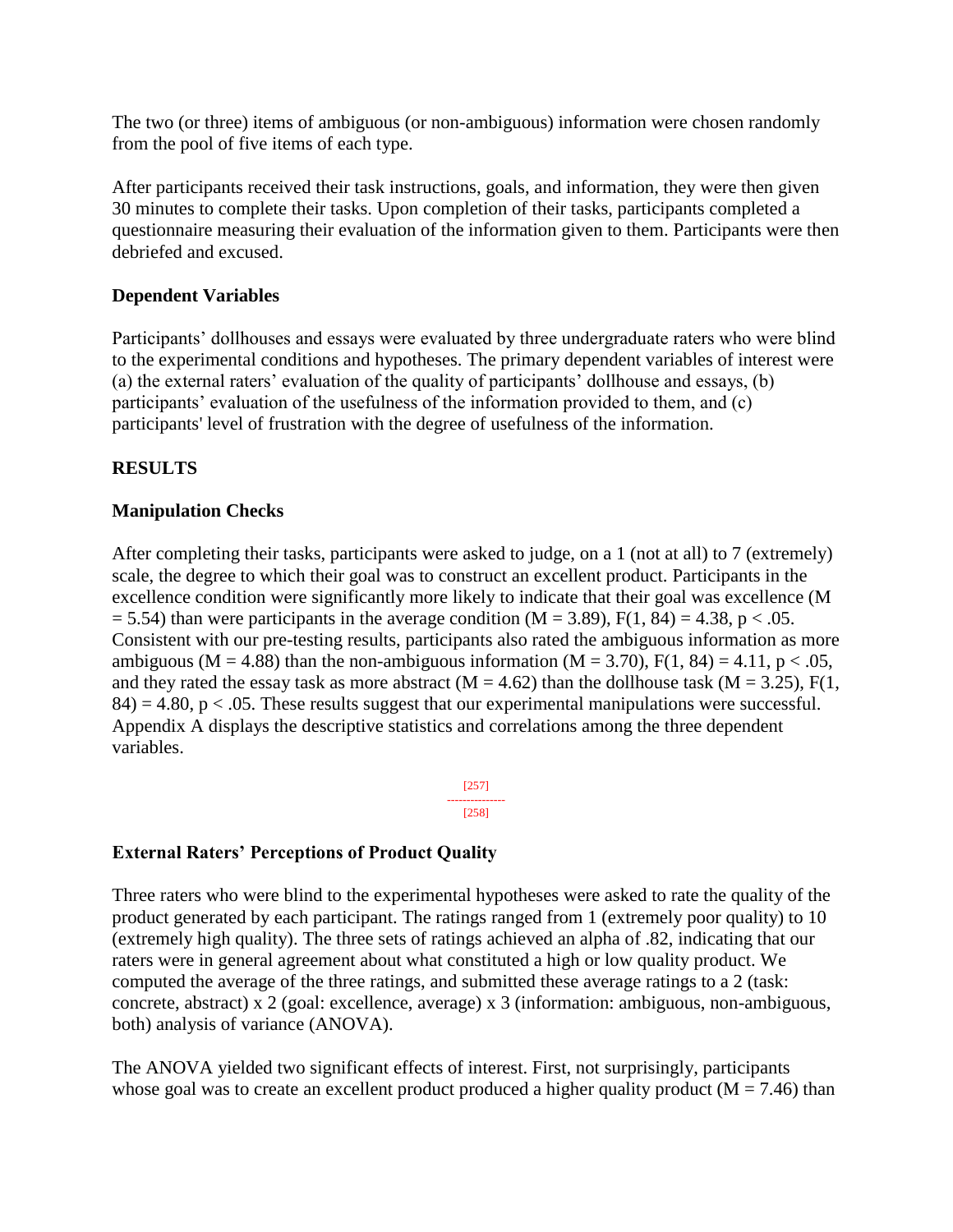The two (or three) items of ambiguous (or non-ambiguous) information were chosen randomly from the pool of five items of each type.

After participants received their task instructions, goals, and information, they were then given 30 minutes to complete their tasks. Upon completion of their tasks, participants completed a questionnaire measuring their evaluation of the information given to them. Participants were then debriefed and excused.

### Dependent Variables

Participants' dollhouses and essays were evaluated by three undergraduate raters who were blind to the experimental conditions and hypotheses. The primary dependent variables of interest were (a) the external raters' evaluation of the quality of participants' dollhouse and essays, (b) participants' evaluation of the usefulness of the information provided to them, and (c) participants' level of frustration with the degree of usefulness of the information.

## RESULTS

### Manipulation Checks

After completing their tasks, participants were asked to judge, on a 1 (not at all) to 7 (extremely) scale, the degree to which their goal was to construct an excellent product. Participants in the excellence condition were significantly more likely to indicate that their goal was excellence ($M = 5.54$) than were participants in the average condition ($M = 3.89$), $F(1, 84) = 4.38$, $p < .05$. Consistent with our pre-testing results, participants also rated the ambiguous information as more ambiguous ($M = 4.88$) than the non-ambiguous information ($M = 3.70$), $F(1, 84) = 4.11$, $p < .05$, and they rated the essay task as more abstract ($M = 4.62$) than the dollhouse task ($M = 3.25$), $F(1, 84) = 4.80$, $p < .05$. These results suggest that our experimental manipulations were successful. Appendix A displays the descriptive statistics and correlations among the three dependent variables.

### External Raters' Perceptions of Product Quality

Three raters who were blind to the experimental hypotheses were asked to rate the quality of the product generated by each participant. The ratings ranged from 1 (extremely poor quality) to 10 (extremely high quality). The three sets of ratings achieved an alpha of .82, indicating that our raters were in general agreement about what constituted a high or low quality product. We computed the average of the three ratings, and submitted these average ratings to a 2 (task: concrete, abstract) x 2 (goal: excellence, average) x 3 (information: ambiguous, non-ambiguous, both) analysis of variance (ANOVA).

The ANOVA yielded two significant effects of interest. First, not surprisingly, participants whose goal was to create an excellent product produced a higher quality product ($M = 7.46$) than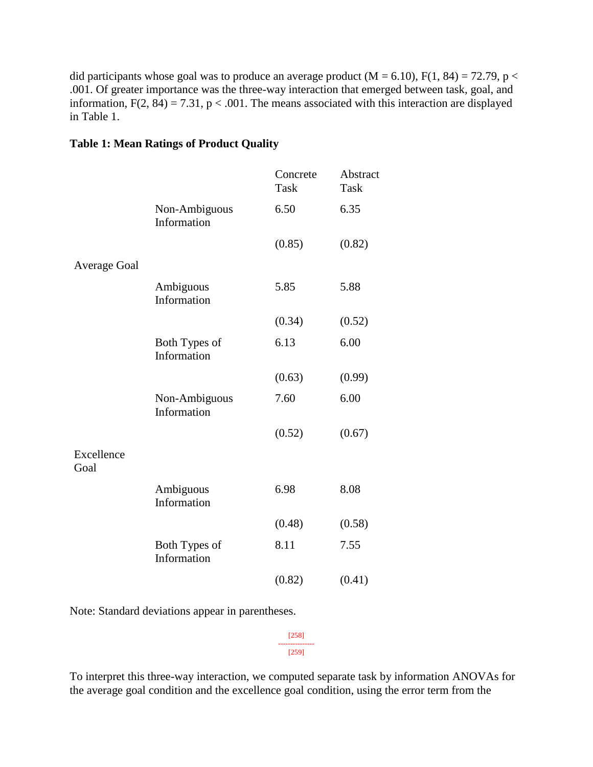did participants whose goal was to produce an average product ($M = 6.10$), $F(1, 84) = 72.79$, $p < .001$. Of greater importance was the three-way interaction that emerged between task, goal, and information, $F(2, 84) = 7.31$, $p < .001$. The means associated with this interaction are displayed in Table 1.

**Table 1: Mean Ratings of Product Quality**

| | | Concrete Task | Abstract Task |
|---|---|---|---|
| Average Goal | Non-Ambiguous Information | 6.50 | 6.35 |
| | | (0.85) | (0.82) |
| | Ambiguous Information | 5.85 | 5.88 |
| | | (0.34) | (0.52) |
| | Both Types of Information | 6.13 | 6.00 |
| | | (0.63) | (0.99) |
| Excellence Goal | Non-Ambiguous Information | 7.60 | 6.00 |
| | | (0.52) | (0.67) |
| | Ambiguous Information | 6.98 | 8.08 |
| | | (0.48) | (0.58) |
| | Both Types of Information | 8.11 | 7.55 |
| | | (0.82) | (0.41) |

Note: Standard deviations appear in parentheses.

[258]
---------------
[259]

To interpret this three-way interaction, we computed separate task by information ANOVAs for the average goal condition and the excellence goal condition, using the error term from the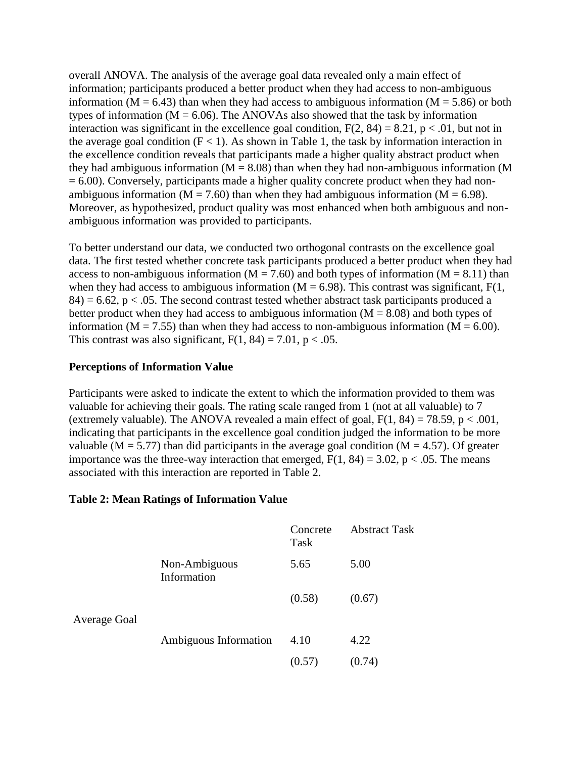overall ANOVA. The analysis of the average goal data revealed only a main effect of information; participants produced a better product when they had access to non-ambiguous information ($M = 6.43$) than when they had access to ambiguous information ($M = 5.86$) or both types of information ($M = 6.06$). The ANOVAs also showed that the task by information interaction was significant in the excellence goal condition, $F(2, 84) = 8.21$, $p < .01$, but not in the average goal condition ($F < 1$). As shown in Table 1, the task by information interaction in the excellence condition reveals that participants made a higher quality abstract product when they had ambiguous information ($M = 8.08$) than when they had non-ambiguous information ($M = 6.00$). Conversely, participants made a higher quality concrete product when they had non-ambiguous information ($M = 7.60$) than when they had ambiguous information ($M = 6.98$). Moreover, as hypothesized, product quality was most enhanced when both ambiguous and non-ambiguous information was provided to participants.

To better understand our data, we conducted two orthogonal contrasts on the excellence goal data. The first tested whether concrete task participants produced a better product when they had access to non-ambiguous information ($M = 7.60$) and both types of information ($M = 8.11$) than when they had access to ambiguous information ($M = 6.98$). This contrast was significant, $F(1, 84) = 6.62$, $p < .05$. The second contrast tested whether abstract task participants produced a better product when they had access to ambiguous information ($M = 8.08$) and both types of information ($M = 7.55$) than when they had access to non-ambiguous information ($M = 6.00$). This contrast was also significant, $F(1, 84) = 7.01$, $p < .05$.

**Perceptions of Information Value**

Participants were asked to indicate the extent to which the information provided to them was valuable for achieving their goals. The rating scale ranged from 1 (not at all valuable) to 7 (extremely valuable). The ANOVA revealed a main effect of goal, $F(1, 84) = 78.59$, $p < .001$, indicating that participants in the excellence goal condition judged the information to be more valuable ($M = 5.77$) than did participants in the average goal condition ($M = 4.57$). Of greater importance was the three-way interaction that emerged, $F(1, 84) = 3.02$, $p < .05$. The means associated with this interaction are reported in Table 2.

**Table 2: Mean Ratings of Information Value**

| | | Concrete Task | Abstract Task |
|---|---|---|---|
| Average Goal | Non-Ambiguous Information | 5.65 | 5.00 |
| | | (0.58) | (0.67) |
| | Ambiguous Information | 4.10 | 4.22 |
| | | (0.57) | (0.74) |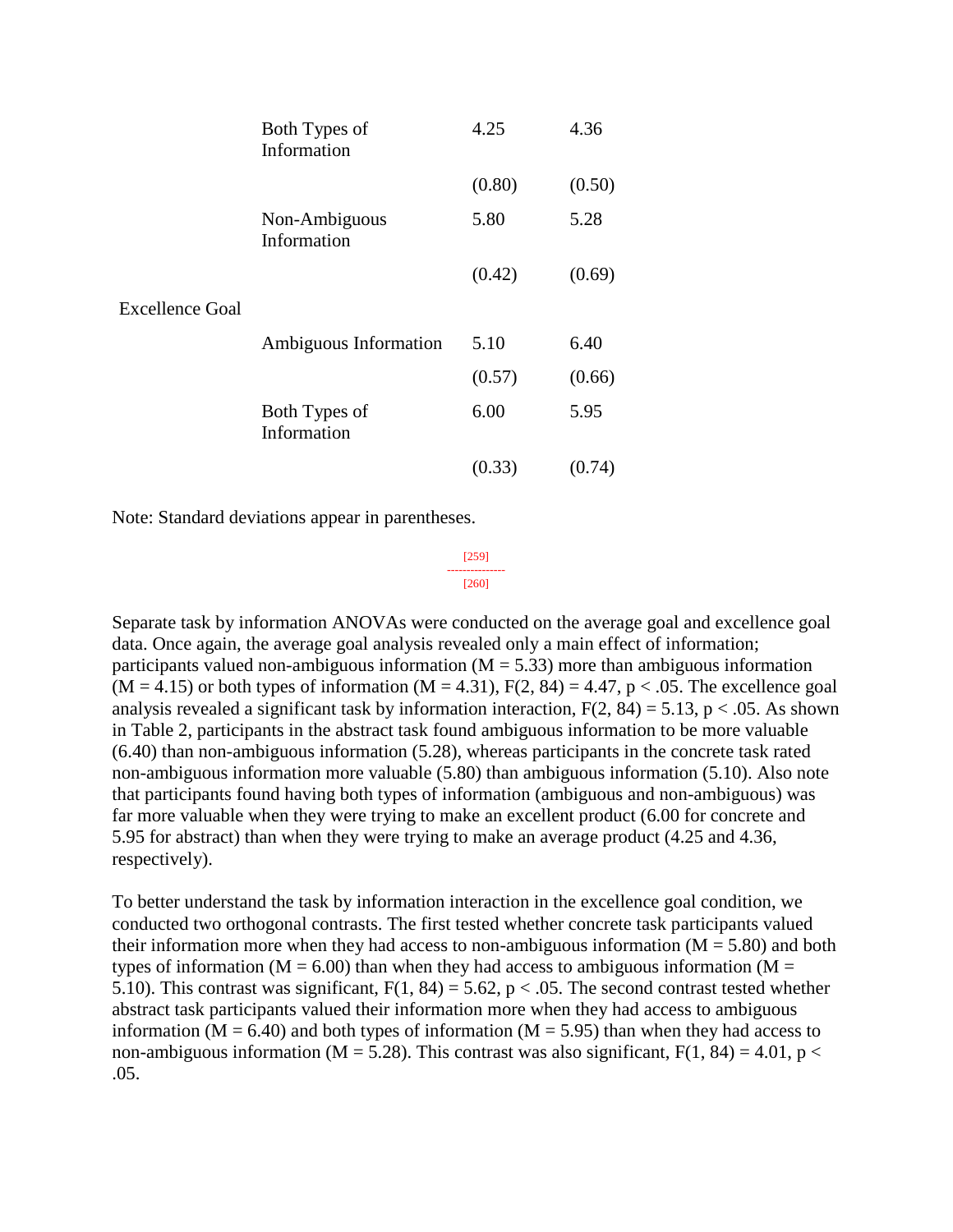| | | | |
|---|---|---|---|
| | Both Types of Information | 4.25 | 4.36 |
| | | (0.80) | (0.50) |
| | Non-Ambiguous Information | 5.80 | 5.28 |
| | | (0.42) | (0.69) |
| Excellence Goal | | | |
| | Ambiguous Information | 5.10 | 6.40 |
| | | (0.57) | (0.66) |
| | Both Types of Information | 6.00 | 5.95 |
| | | (0.33) | (0.74) |

Note: Standard deviations appear in parentheses.

[259]
---------------
[260]

Separate task by information ANOVAs were conducted on the average goal and excellence goal data. Once again, the average goal analysis revealed only a main effect of information; participants valued non-ambiguous information ($M = 5.33$) more than ambiguous information ($M = 4.15$) or both types of information ($M = 4.31$), $F(2, 84) = 4.47$, $p < .05$. The excellence goal analysis revealed a significant task by information interaction, $F(2, 84) = 5.13$, $p < .05$. As shown in Table 2, participants in the abstract task found ambiguous information to be more valuable (6.40) than non-ambiguous information (5.28), whereas participants in the concrete task rated non-ambiguous information more valuable (5.80) than ambiguous information (5.10). Also note that participants found having both types of information (ambiguous and non-ambiguous) was far more valuable when they were trying to make an excellent product (6.00 for concrete and 5.95 for abstract) than when they were trying to make an average product (4.25 and 4.36, respectively).

To better understand the task by information interaction in the excellence goal condition, we conducted two orthogonal contrasts. The first tested whether concrete task participants valued their information more when they had access to non-ambiguous information ($M = 5.80$) and both types of information ($M = 6.00$) than when they had access to ambiguous information ($M = 5.10$). This contrast was significant, $F(1, 84) = 5.62$, $p < .05$. The second contrast tested whether abstract task participants valued their information more when they had access to ambiguous information ($M = 6.40$) and both types of information ($M = 5.95$) than when they had access to non-ambiguous information ($M = 5.28$). This contrast was also significant, $F(1, 84) = 4.01$, $p < .05$.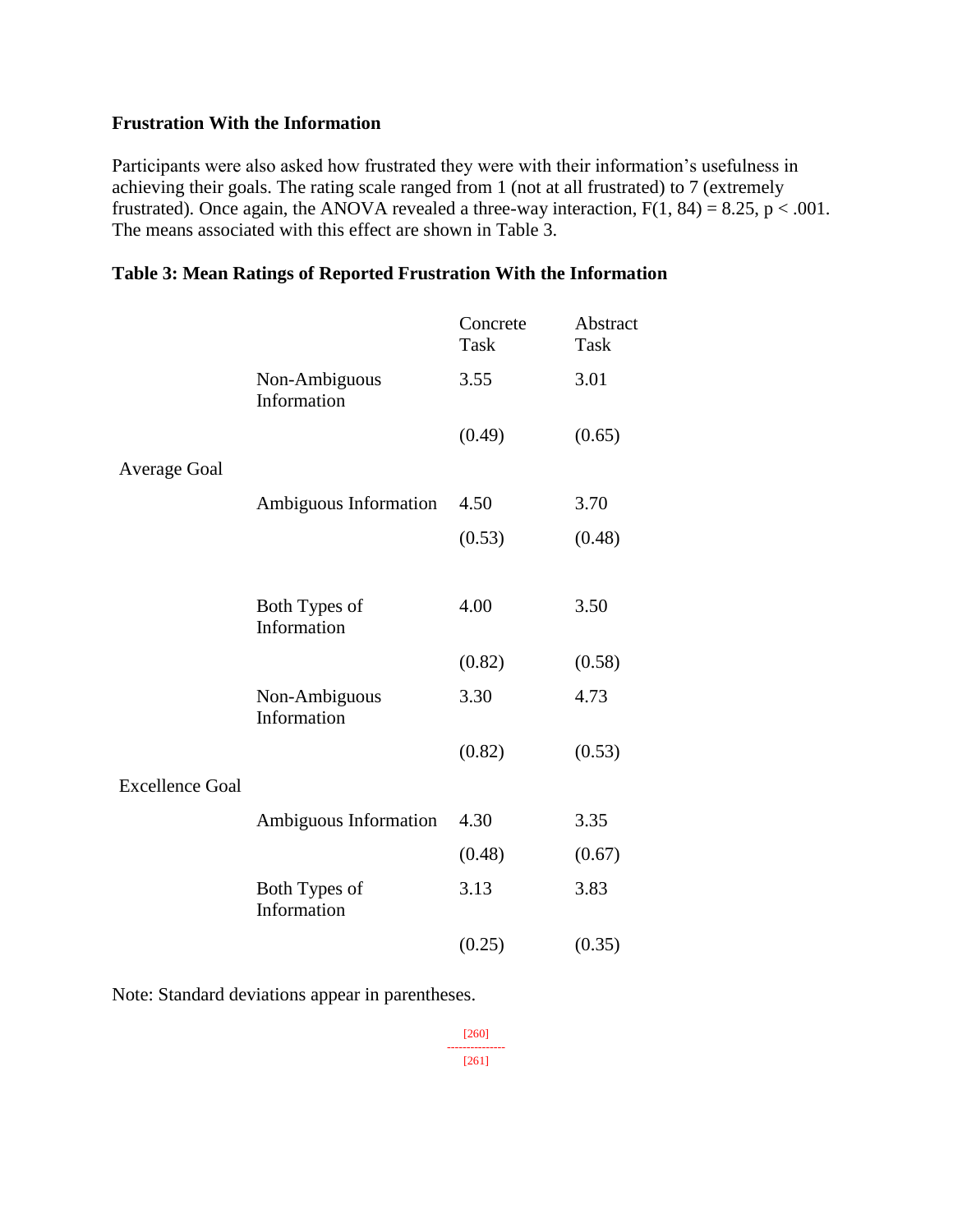### Frustration With the Information

Participants were also asked how frustrated they were with their information's usefulness in achieving their goals. The rating scale ranged from 1 (not at all frustrated) to 7 (extremely frustrated). Once again, the ANOVA revealed a three-way interaction, $F(1, 84) = 8.25$, $p < .001$. The means associated with this effect are shown in Table 3.

**Table 3: Mean Ratings of Reported Frustration With the Information**

| | | Concrete Task | Abstract Task |
|---|---|---|---|
| Average Goal | Non-Ambiguous Information | 3.55 | 3.01 |
| | | (0.49) | (0.65) |
| | Ambiguous Information | 4.50 | 3.70 |
| | | (0.53) | (0.48) |
| | Both Types of Information | 4.00 | 3.50 |
| | | (0.82) | (0.58) |
| Excellence Goal | Non-Ambiguous Information | 3.30 | 4.73 |
| | | (0.82) | (0.53) |
| | Ambiguous Information | 4.30 | 3.35 |
| | | (0.48) | (0.67) |
| | Both Types of Information | 3.13 | 3.83 |
| | | (0.25) | (0.35) |

Note: Standard deviations appear in parentheses.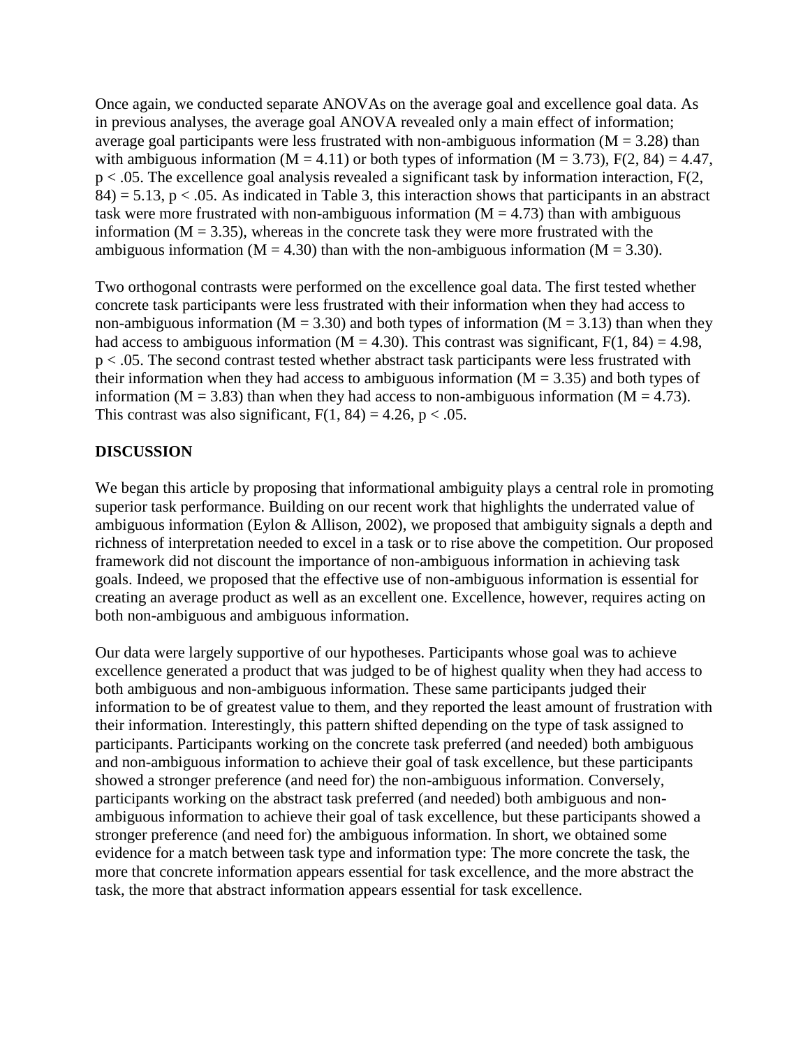Once again, we conducted separate ANOVAs on the average goal and excellence goal data. As in previous analyses, the average goal ANOVA revealed only a main effect of information; average goal participants were less frustrated with non-ambiguous information ($M = 3.28$) than with ambiguous information ($M = 4.11$) or both types of information ($M = 3.73$), $F(2, 84) = 4.47$, $p < .05$. The excellence goal analysis revealed a significant task by information interaction, $F(2, 84) = 5.13$, $p < .05$. As indicated in Table 3, this interaction shows that participants in an abstract task were more frustrated with non-ambiguous information ($M = 4.73$) than with ambiguous information ($M = 3.35$), whereas in the concrete task they were more frustrated with the ambiguous information ($M = 4.30$) than with the non-ambiguous information ($M = 3.30$).

Two orthogonal contrasts were performed on the excellence goal data. The first tested whether concrete task participants were less frustrated with their information when they had access to non-ambiguous information ($M = 3.30$) and both types of information ($M = 3.13$) than when they had access to ambiguous information ($M = 4.30$). This contrast was significant, $F(1, 84) = 4.98$, $p < .05$. The second contrast tested whether abstract task participants were less frustrated with their information when they had access to ambiguous information ($M = 3.35$) and both types of information ($M = 3.83$) than when they had access to non-ambiguous information ($M = 4.73$). This contrast was also significant, $F(1, 84) = 4.26$, $p < .05$.

## DISCUSSION

We began this article by proposing that informational ambiguity plays a central role in promoting superior task performance. Building on our recent work that highlights the underrated value of ambiguous information (Eylon & Allison, 2002), we proposed that ambiguity signals a depth and richness of interpretation needed to excel in a task or to rise above the competition. Our proposed framework did not discount the importance of non-ambiguous information in achieving task goals. Indeed, we proposed that the effective use of non-ambiguous information is essential for creating an average product as well as an excellent one. Excellence, however, requires acting on both non-ambiguous and ambiguous information.

Our data were largely supportive of our hypotheses. Participants whose goal was to achieve excellence generated a product that was judged to be of highest quality when they had access to both ambiguous and non-ambiguous information. These same participants judged their information to be of greatest value to them, and they reported the least amount of frustration with their information. Interestingly, this pattern shifted depending on the type of task assigned to participants. Participants working on the concrete task preferred (and needed) both ambiguous and non-ambiguous information to achieve their goal of task excellence, but these participants showed a stronger preference (and need for) the non-ambiguous information. Conversely, participants working on the abstract task preferred (and needed) both ambiguous and non-ambiguous information to achieve their goal of task excellence, but these participants showed a stronger preference (and need for) the ambiguous information. In short, we obtained some evidence for a match between task type and information type: The more concrete the task, the more that concrete information appears essential for task excellence, and the more abstract the task, the more that abstract information appears essential for task excellence.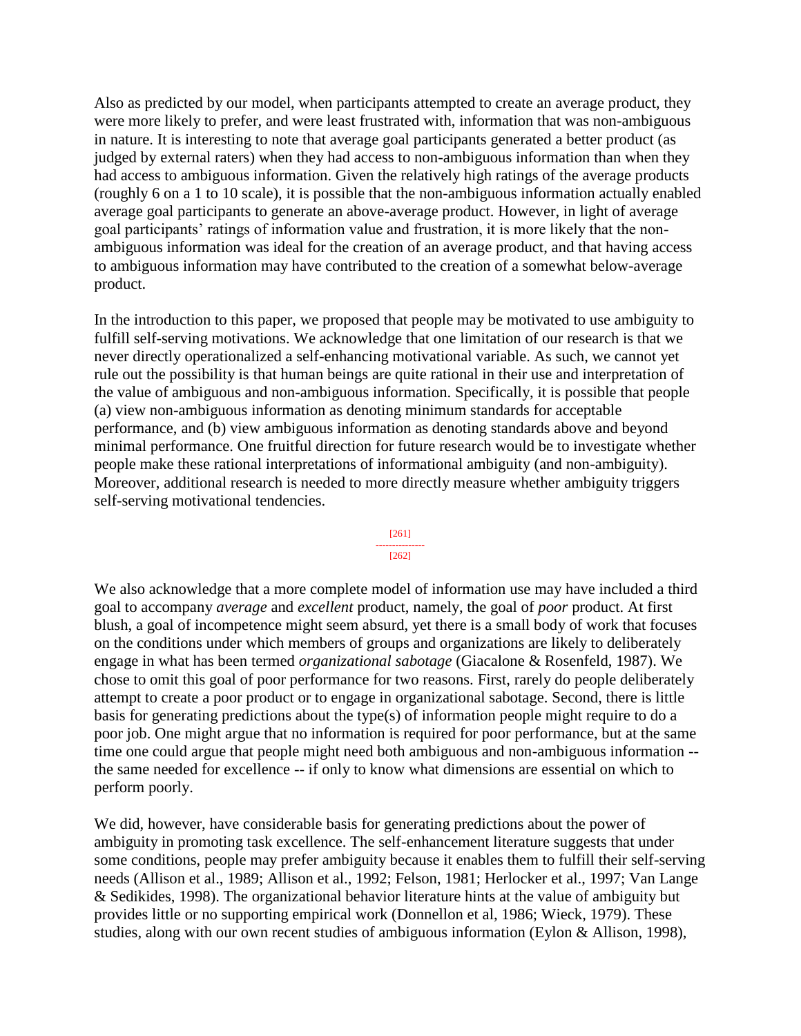Also as predicted by our model, when participants attempted to create an average product, they were more likely to prefer, and were least frustrated with, information that was non-ambiguous in nature. It is interesting to note that average goal participants generated a better product (as judged by external raters) when they had access to non-ambiguous information than when they had access to ambiguous information. Given the relatively high ratings of the average products (roughly 6 on a 1 to 10 scale), it is possible that the non-ambiguous information actually enabled average goal participants to generate an above-average product. However, in light of average goal participants' ratings of information value and frustration, it is more likely that the non-ambiguous information was ideal for the creation of an average product, and that having access to ambiguous information may have contributed to the creation of a somewhat below-average product.

In the introduction to this paper, we proposed that people may be motivated to use ambiguity to fulfill self-serving motivations. We acknowledge that one limitation of our research is that we never directly operationalized a self-enhancing motivational variable. As such, we cannot yet rule out the possibility is that human beings are quite rational in their use and interpretation of the value of ambiguous and non-ambiguous information. Specifically, it is possible that people (a) view non-ambiguous information as denoting minimum standards for acceptable performance, and (b) view ambiguous information as denoting standards above and beyond minimal performance. One fruitful direction for future research would be to investigate whether people make these rational interpretations of informational ambiguity (and non-ambiguity). Moreover, additional research is needed to more directly measure whether ambiguity triggers self-serving motivational tendencies.

[261]
---------------
[262]

We also acknowledge that a more complete model of information use may have included a third goal to accompany *average* and *excellent* product, namely, the goal of *poor* product. At first blush, a goal of incompetence might seem absurd, yet there is a small body of work that focuses on the conditions under which members of groups and organizations are likely to deliberately engage in what has been termed *organizational sabotage* (Giacalone & Rosenfeld, 1987). We chose to omit this goal of poor performance for two reasons. First, rarely do people deliberately attempt to create a poor product or to engage in organizational sabotage. Second, there is little basis for generating predictions about the type(s) of information people might require to do a poor job. One might argue that no information is required for poor performance, but at the same time one could argue that people might need both ambiguous and non-ambiguous information -- the same needed for excellence -- if only to know what dimensions are essential on which to perform poorly.

We did, however, have considerable basis for generating predictions about the power of ambiguity in promoting task excellence. The self-enhancement literature suggests that under some conditions, people may prefer ambiguity because it enables them to fulfill their self-serving needs (Allison et al., 1989; Allison et al., 1992; Felson, 1981; Herlocker et al., 1997; Van Lange & Sedikides, 1998). The organizational behavior literature hints at the value of ambiguity but provides little or no supporting empirical work (Donnellon et al, 1986; Wieck, 1979). These studies, along with our own recent studies of ambiguous information (Eylon & Allison, 1998),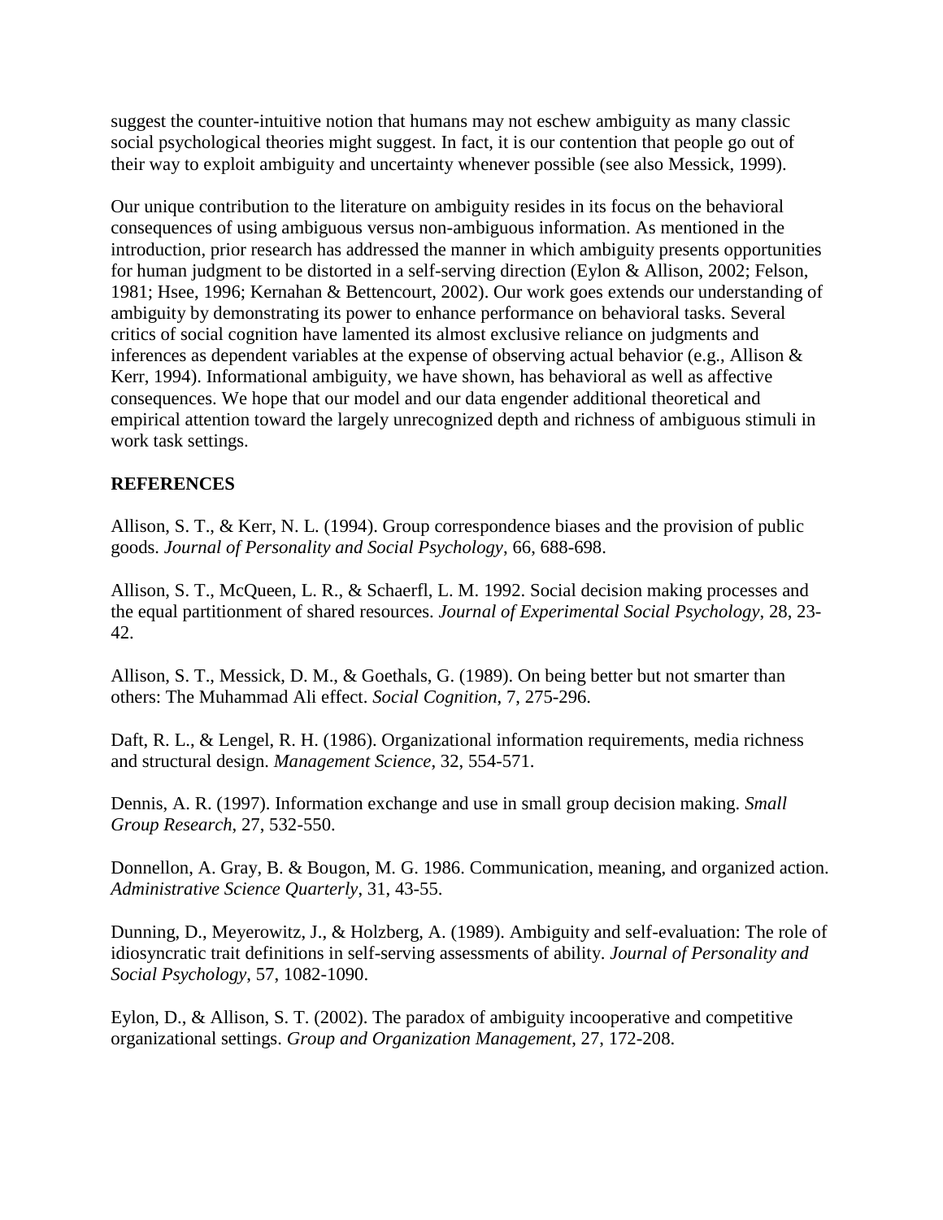suggest the counter-intuitive notion that humans may not eschew ambiguity as many classic social psychological theories might suggest. In fact, it is our contention that people go out of their way to exploit ambiguity and uncertainty whenever possible (see also Messick, 1999).

Our unique contribution to the literature on ambiguity resides in its focus on the behavioral consequences of using ambiguous versus non-ambiguous information. As mentioned in the introduction, prior research has addressed the manner in which ambiguity presents opportunities for human judgment to be distorted in a self-serving direction (Eylon & Allison, 2002; Felson, 1981; Hsee, 1996; Kernahan & Bettencourt, 2002). Our work goes extends our understanding of ambiguity by demonstrating its power to enhance performance on behavioral tasks. Several critics of social cognition have lamented its almost exclusive reliance on judgments and inferences as dependent variables at the expense of observing actual behavior (e.g., Allison & Kerr, 1994). Informational ambiguity, we have shown, has behavioral as well as affective consequences. We hope that our model and our data engender additional theoretical and empirical attention toward the largely unrecognized depth and richness of ambiguous stimuli in work task settings.

## REFERENCES

Allison, S. T., & Kerr, N. L. (1994). Group correspondence biases and the provision of public goods. *Journal of Personality and Social Psychology*, 66, 688-698.

Allison, S. T., McQueen, L. R., & Schaerfl, L. M. 1992. Social decision making processes and the equal partitionment of shared resources. *Journal of Experimental Social Psychology*, 28, 23-42.

Allison, S. T., Messick, D. M., & Goethals, G. (1989). On being better but not smarter than others: The Muhammad Ali effect. *Social Cognition*, 7, 275-296.

Daft, R. L., & Lengel, R. H. (1986). Organizational information requirements, media richness and structural design. *Management Science*, 32, 554-571.

Dennis, A. R. (1997). Information exchange and use in small group decision making. *Small Group Research*, 27, 532-550.

Donnellon, A. Gray, B. & Bougon, M. G. 1986. Communication, meaning, and organized action. *Administrative Science Quarterly*, 31, 43-55.

Dunning, D., Meyerowitz, J., & Holzberg, A. (1989). Ambiguity and self-evaluation: The role of idiosyncratic trait definitions in self-serving assessments of ability. *Journal of Personality and Social Psychology*, 57, 1082-1090.

Eylon, D., & Allison, S. T. (2002). The paradox of ambiguity incooperative and competitive organizational settings. *Group and Organization Management*, 27, 172-208.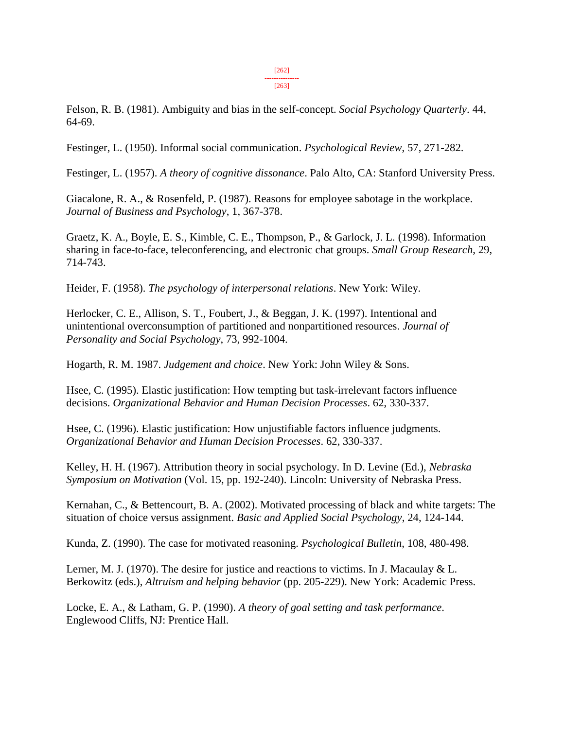Felson, R. B. (1981). Ambiguity and bias in the self-concept. *Social Psychology Quarterly*. 44, 64-69.

Festinger, L. (1950). Informal social communication. *Psychological Review*, 57, 271-282.

Festinger, L. (1957). *A theory of cognitive dissonance*. Palo Alto, CA: Stanford University Press.

Giacalone, R. A., & Rosenfeld, P. (1987). Reasons for employee sabotage in the workplace. *Journal of Business and Psychology*, 1, 367-378.

Graetz, K. A., Boyle, E. S., Kimble, C. E., Thompson, P., & Garlock, J. L. (1998). Information sharing in face-to-face, teleconferencing, and electronic chat groups. *Small Group Research*, 29, 714-743.

Heider, F. (1958). *The psychology of interpersonal relations*. New York: Wiley.

Herlocker, C. E., Allison, S. T., Foubert, J., & Beggan, J. K. (1997). Intentional and unintentional overconsumption of partitioned and nonpartitioned resources. *Journal of Personality and Social Psychology*, 73, 992-1004.

Hogarth, R. M. 1987. *Judgement and choice*. New York: John Wiley & Sons.

Hsee, C. (1995). Elastic justification: How tempting but task-irrelevant factors influence decisions. *Organizational Behavior and Human Decision Processes*. 62, 330-337.

Hsee, C. (1996). Elastic justification: How unjustifiable factors influence judgments. *Organizational Behavior and Human Decision Processes*. 62, 330-337.

Kelley, H. H. (1967). Attribution theory in social psychology. In D. Levine (Ed.), *Nebraska Symposium on Motivation* (Vol. 15, pp. 192-240). Lincoln: University of Nebraska Press.

Kernahan, C., & Bettencourt, B. A. (2002). Motivated processing of black and white targets: The situation of choice versus assignment. *Basic and Applied Social Psychology*, 24, 124-144.

Kunda, Z. (1990). The case for motivated reasoning. *Psychological Bulletin*, 108, 480-498.

Lerner, M. J. (1970). The desire for justice and reactions to victims. In J. Macaulay & L. Berkowitz (eds.), *Altruism and helping behavior* (pp. 205-229). New York: Academic Press.

Locke, E. A., & Latham, G. P. (1990). *A theory of goal setting and task performance*. Englewood Cliffs, NJ: Prentice Hall.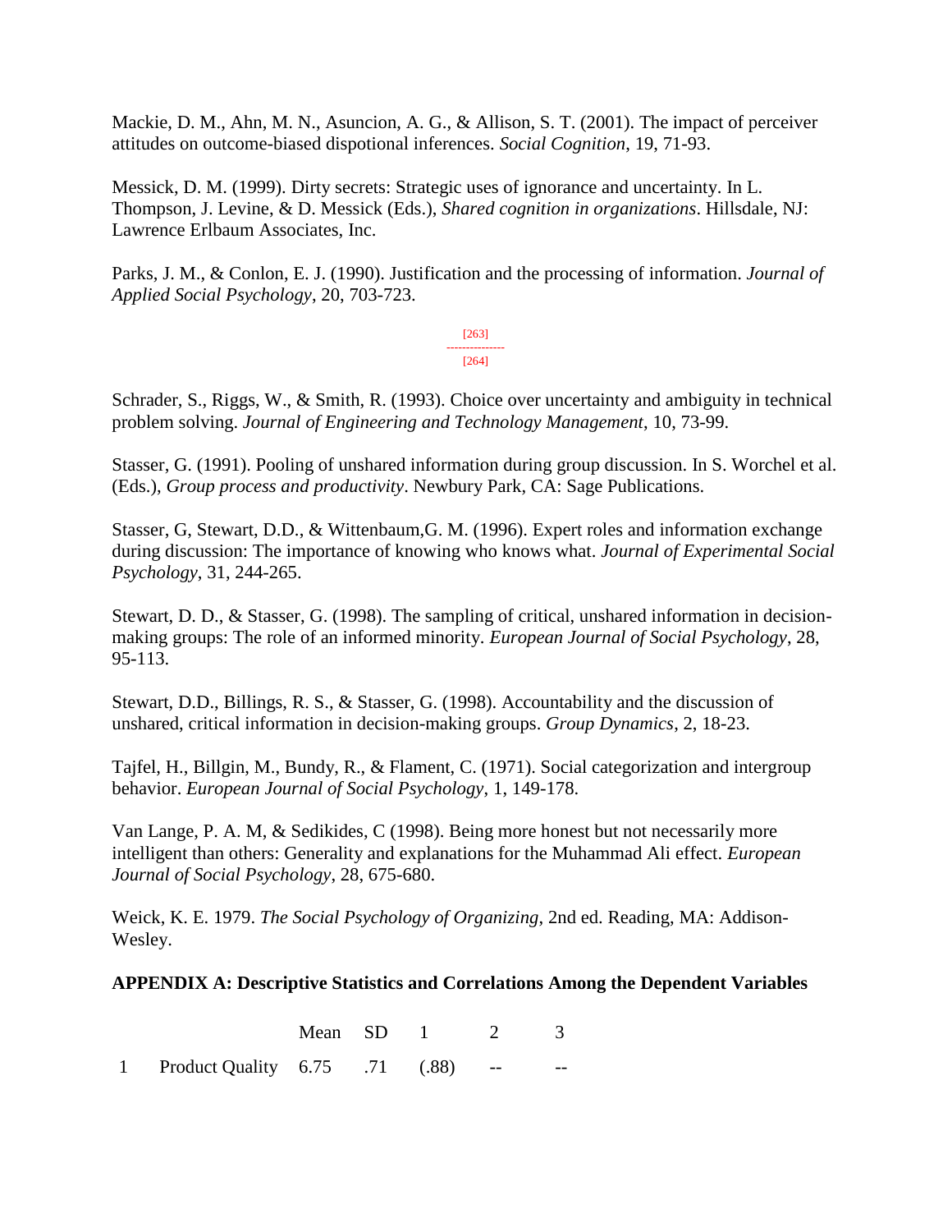Mackie, D. M., Ahn, M. N., Asuncion, A. G., & Allison, S. T. (2001). The impact of perceiver attitudes on outcome-biased dispotional inferences. *Social Cognition*, 19, 71-93.

Messick, D. M. (1999). Dirty secrets: Strategic uses of ignorance and uncertainty. In L. Thompson, J. Levine, & D. Messick (Eds.), *Shared cognition in organizations*. Hillsdale, NJ: Lawrence Erlbaum Associates, Inc.

Parks, J. M., & Conlon, E. J. (1990). Justification and the processing of information. *Journal of Applied Social Psychology*, 20, 703-723.

Schrader, S., Riggs, W., & Smith, R. (1993). Choice over uncertainty and ambiguity in technical problem solving. *Journal of Engineering and Technology Management*, 10, 73-99.

Stasser, G. (1991). Pooling of unshared information during group discussion. In S. Worchel et al. (Eds.), *Group process and productivity*. Newbury Park, CA: Sage Publications.

Stasser, G, Stewart, D.D., & Wittenbaum,G. M. (1996). Expert roles and information exchange during discussion: The importance of knowing who knows what. *Journal of Experimental Social Psychology*, 31, 244-265.

Stewart, D. D., & Stasser, G. (1998). The sampling of critical, unshared information in decision-making groups: The role of an informed minority. *European Journal of Social Psychology*, 28, 95-113.

Stewart, D.D., Billings, R. S., & Stasser, G. (1998). Accountability and the discussion of unshared, critical information in decision-making groups. *Group Dynamics*, 2, 18-23.

Tajfel, H., Billgin, M., Bundy, R., & Flament, C. (1971). Social categorization and intergroup behavior. *European Journal of Social Psychology*, 1, 149-178.

Van Lange, P. A. M, & Sedikides, C (1998). Being more honest but not necessarily more intelligent than others: Generality and explanations for the Muhammad Ali effect. *European Journal of Social Psychology*, 28, 675-680.

Weick, K. E. 1979. *The Social Psychology of Organizing*, 2nd ed. Reading, MA: Addison-Wesley.

**APPENDIX A: Descriptive Statistics and Correlations Among the Dependent Variables**

| | | Mean | SD | 1 | 2 | 3 |
|---|---|---|---|---|---|---|
| 1 | Product Quality | 6.75 | .71 | (.88) | -- | -- |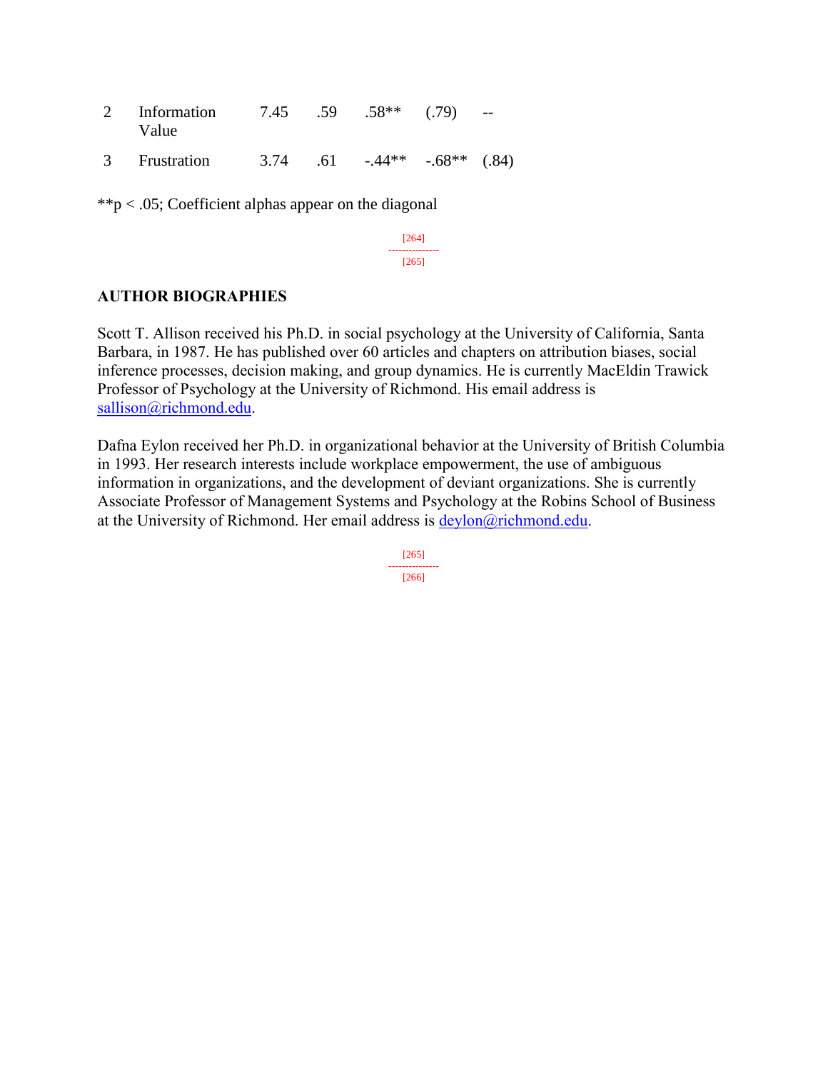| | | | | | | |
|---|---|---|---|---|---|---|
| 2 | Information Value | 7.45 | .59 | .58** | (.79) | -- |
| 3 | Frustration | 3.74 | .61 | -.44** | -.68** | (.84) |

**p < .05; Coefficient alphas appear on the diagonal

## AUTHOR BIOGRAPHIES

Scott T. Allison received his Ph.D. in social psychology at the University of California, Santa Barbara, in 1987. He has published over 60 articles and chapters on attribution biases, social inference processes, decision making, and group dynamics. He is currently MacEldin Trawick Professor of Psychology at the University of Richmond. His email address is sallison@richmond.edu.

Dafna Eylon received her Ph.D. in organizational behavior at the University of British Columbia in 1993. Her research interests include workplace empowerment, the use of ambiguous information in organizations, and the development of deviant organizations. She is currently Associate Professor of Management Systems and Psychology at the Robins School of Business at the University of Richmond. Her email address is deylon@richmond.edu.